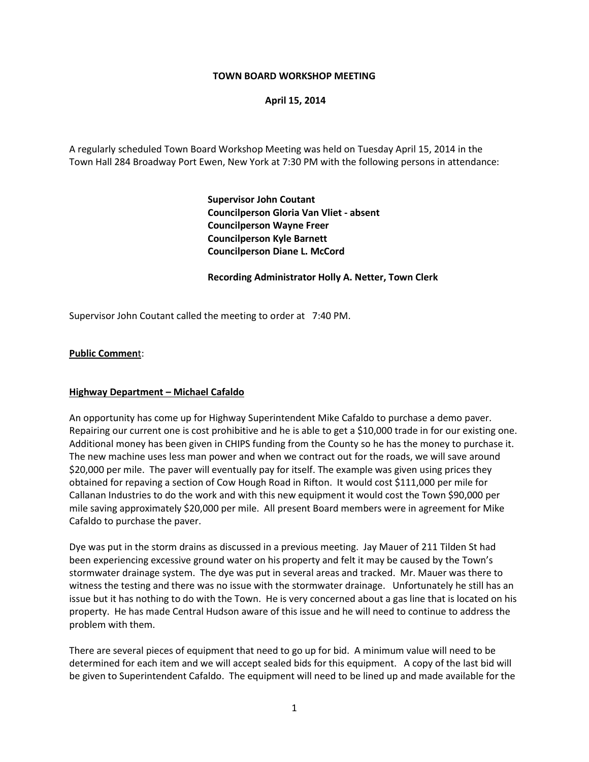**TOWN BOARD WORKSHOP MEETING**

**April 15, 2014**

A regularly scheduled Town Board Workshop Meeting was held on Tuesday April 15, 2014 in the Town Hall 284 Broadway Port Ewen, New York at 7:30 PM with the following persons in attendance:

**Supervisor John Coutant**
**Councilperson Gloria Van Vliet - absent**
**Councilperson Wayne Freer**
**Councilperson Kyle Barnett**
**Councilperson Diane L. McCord**

**Recording Administrator Holly A. Netter, Town Clerk**

Supervisor John Coutant called the meeting to order at 7:40 PM.

**Public Commen**t:

**Highway Department – Michael Cafaldo**

An opportunity has come up for Highway Superintendent Mike Cafaldo to purchase a demo paver. Repairing our current one is cost prohibitive and he is able to get a $10,000 trade in for our existing one. Additional money has been given in CHIPS funding from the County so he has the money to purchase it. The new machine uses less man power and when we contract out for the roads, we will save around $20,000 per mile. The paver will eventually pay for itself. The example was given using prices they obtained for repaving a section of Cow Hough Road in Rifton. It would cost $111,000 per mile for Callanan Industries to do the work and with this new equipment it would cost the Town $90,000 per mile saving approximately $20,000 per mile. All present Board members were in agreement for Mike Cafaldo to purchase the paver.

Dye was put in the storm drains as discussed in a previous meeting. Jay Mauer of 211 Tilden St had been experiencing excessive ground water on his property and felt it may be caused by the Town's stormwater drainage system. The dye was put in several areas and tracked. Mr. Mauer was there to witness the testing and there was no issue with the stormwater drainage. Unfortunately he still has an issue but it has nothing to do with the Town. He is very concerned about a gas line that is located on his property. He has made Central Hudson aware of this issue and he will need to continue to address the problem with them.

There are several pieces of equipment that need to go up for bid. A minimum value will need to be determined for each item and we will accept sealed bids for this equipment. A copy of the last bid will be given to Superintendent Cafaldo. The equipment will need to be lined up and made available for the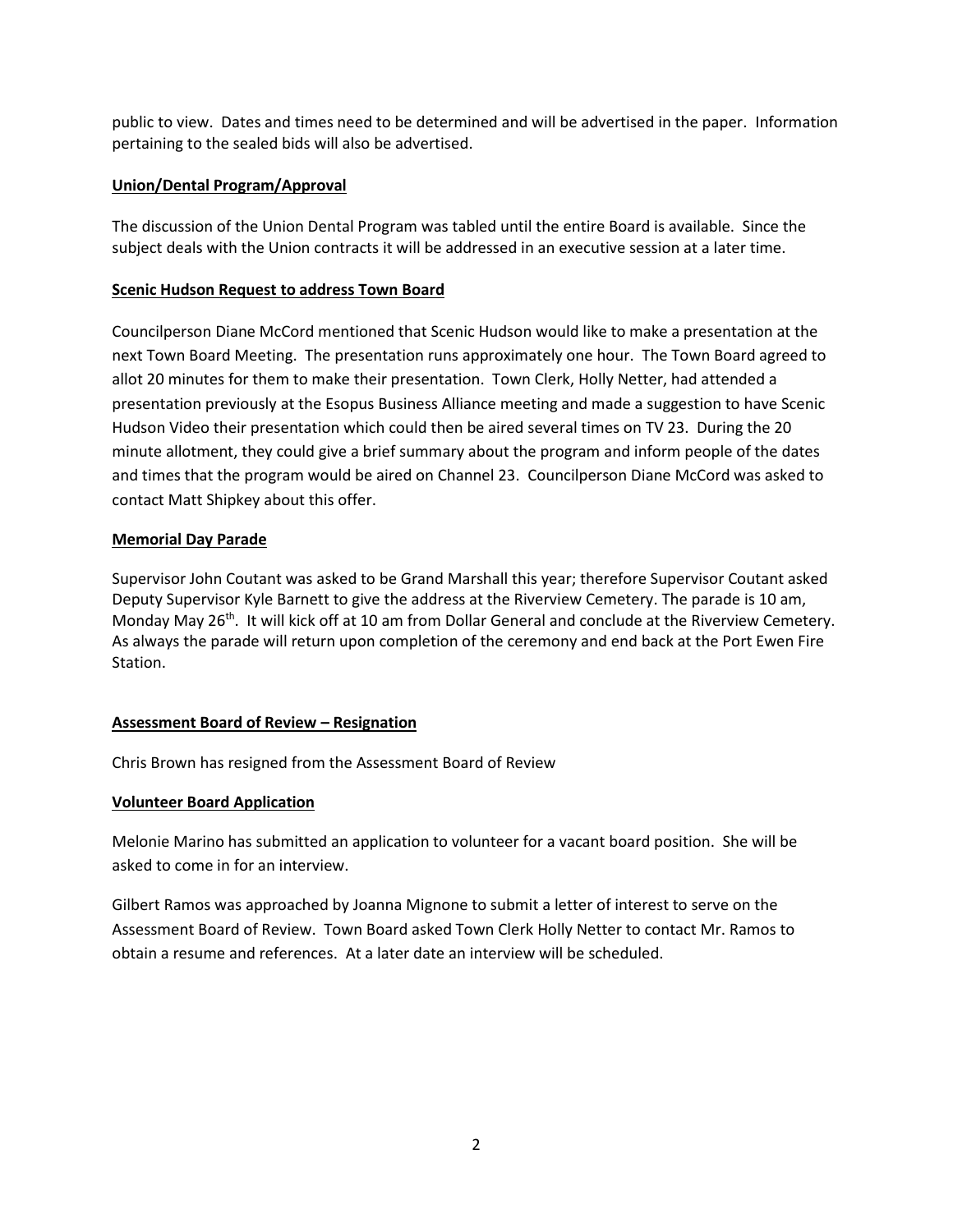public to view. Dates and times need to be determined and will be advertised in the paper. Information pertaining to the sealed bids will also be advertised.

**<u>Union/Dental Program/Approval</u>**

The discussion of the Union Dental Program was tabled until the entire Board is available. Since the subject deals with the Union contracts it will be addressed in an executive session at a later time.

**<u>Scenic Hudson Request to address Town Board</u>**

Councilperson Diane McCord mentioned that Scenic Hudson would like to make a presentation at the next Town Board Meeting. The presentation runs approximately one hour. The Town Board agreed to allot 20 minutes for them to make their presentation. Town Clerk, Holly Netter, had attended a presentation previously at the Esopus Business Alliance meeting and made a suggestion to have Scenic Hudson Video their presentation which could then be aired several times on TV 23. During the 20 minute allotment, they could give a brief summary about the program and inform people of the dates and times that the program would be aired on Channel 23. Councilperson Diane McCord was asked to contact Matt Shipkey about this offer.

**<u>Memorial Day Parade</u>**

Supervisor John Coutant was asked to be Grand Marshall this year; therefore Supervisor Coutant asked Deputy Supervisor Kyle Barnett to give the address at the Riverview Cemetery. The parade is 10 am, Monday May 26th. It will kick off at 10 am from Dollar General and conclude at the Riverview Cemetery. As always the parade will return upon completion of the ceremony and end back at the Port Ewen Fire Station.

**<u>Assessment Board of Review – Resignation</u>**

Chris Brown has resigned from the Assessment Board of Review

**<u>Volunteer Board Application</u>**

Melonie Marino has submitted an application to volunteer for a vacant board position. She will be asked to come in for an interview.

Gilbert Ramos was approached by Joanna Mignone to submit a letter of interest to serve on the Assessment Board of Review. Town Board asked Town Clerk Holly Netter to contact Mr. Ramos to obtain a resume and references. At a later date an interview will be scheduled.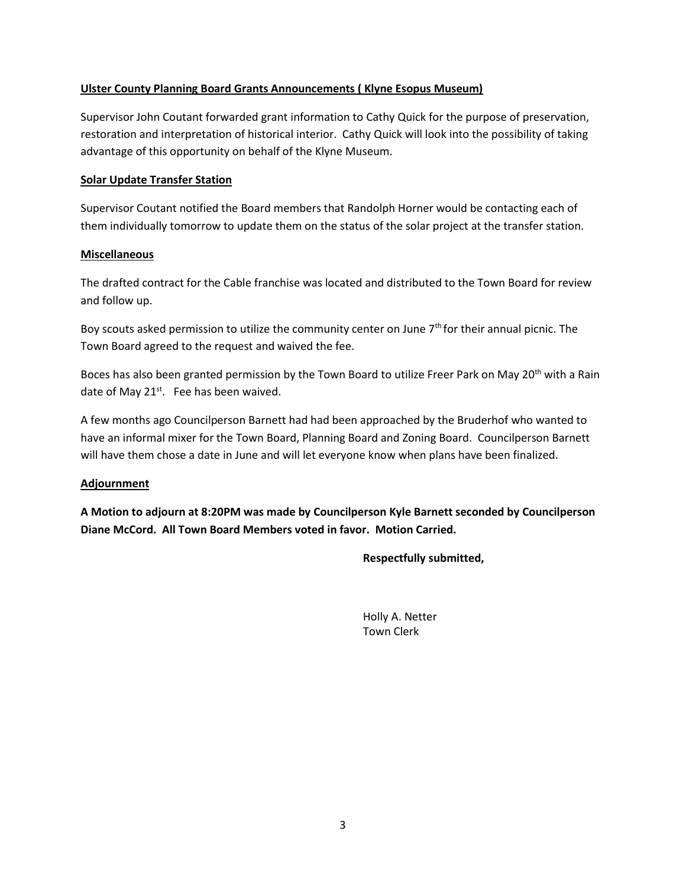**<u>Ulster County Planning Board Grants Announcements ( Klyne Esopus Museum)</u>**

Supervisor John Coutant forwarded grant information to Cathy Quick for the purpose of preservation, restoration and interpretation of historical interior. Cathy Quick will look into the possibility of taking advantage of this opportunity on behalf of the Klyne Museum.

**<u>Solar Update Transfer Station</u>**

Supervisor Coutant notified the Board members that Randolph Horner would be contacting each of them individually tomorrow to update them on the status of the solar project at the transfer station.

**<u>Miscellaneous</u>**

The drafted contract for the Cable franchise was located and distributed to the Town Board for review and follow up.

Boy scouts asked permission to utilize the community center on June 7th for their annual picnic. The Town Board agreed to the request and waived the fee.

Boces has also been granted permission by the Town Board to utilize Freer Park on May 20th with a Rain date of May 21st. Fee has been waived.

A few months ago Councilperson Barnett had had been approached by the Bruderhof who wanted to have an informal mixer for the Town Board, Planning Board and Zoning Board. Councilperson Barnett will have them chose a date in June and will let everyone know when plans have been finalized.

**<u>Adjournment</u>**

**A Motion to adjourn at 8:20PM was made by Councilperson Kyle Barnett seconded by Councilperson Diane McCord. All Town Board Members voted in favor. Motion Carried.**

**Respectfully submitted,**

Holly A. Netter
Town Clerk